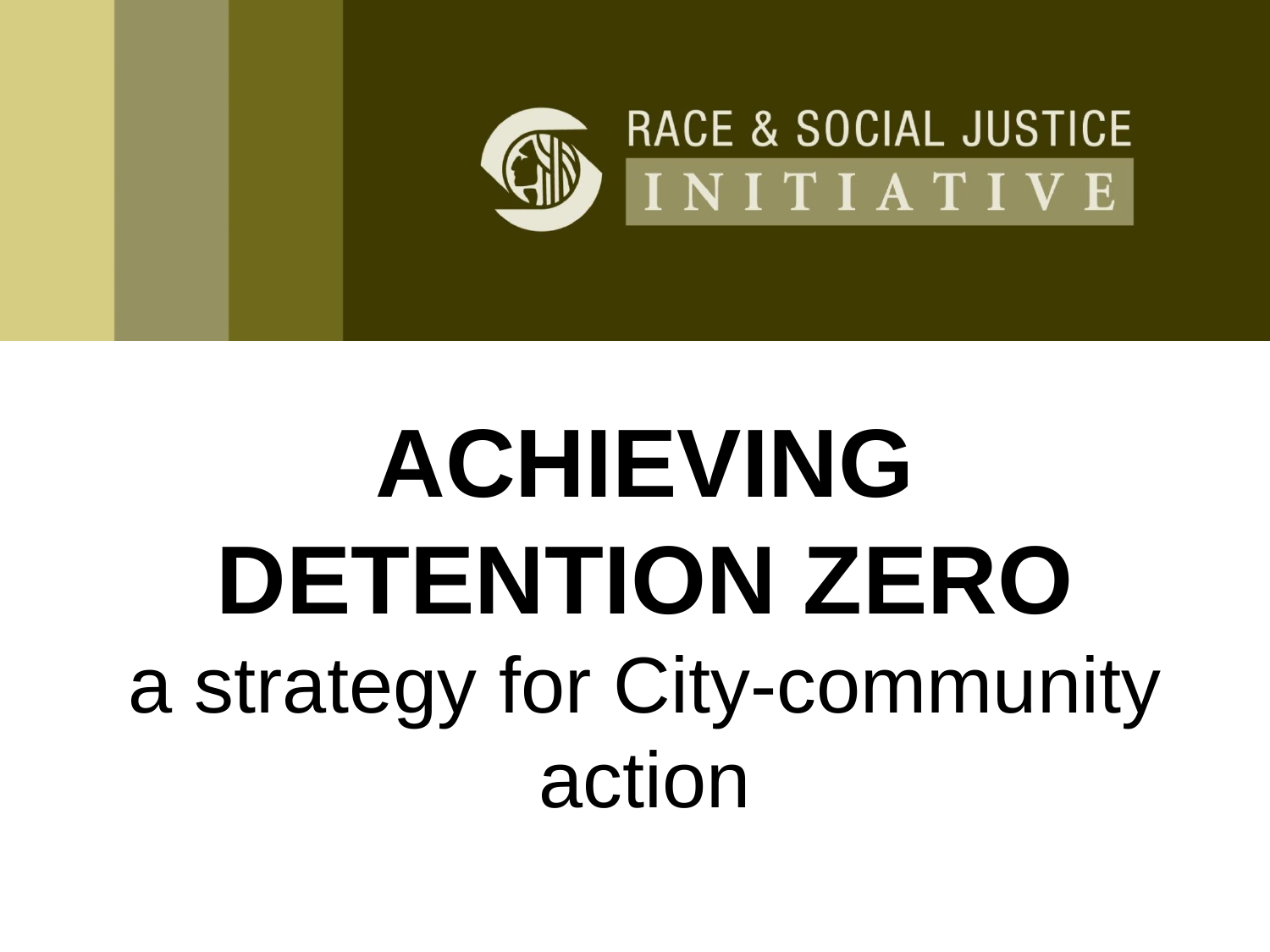RACE & SOCIAL JUSTICE INITIATIVE

# ACHIEVING DETENTION ZERO

## a strategy for City-community action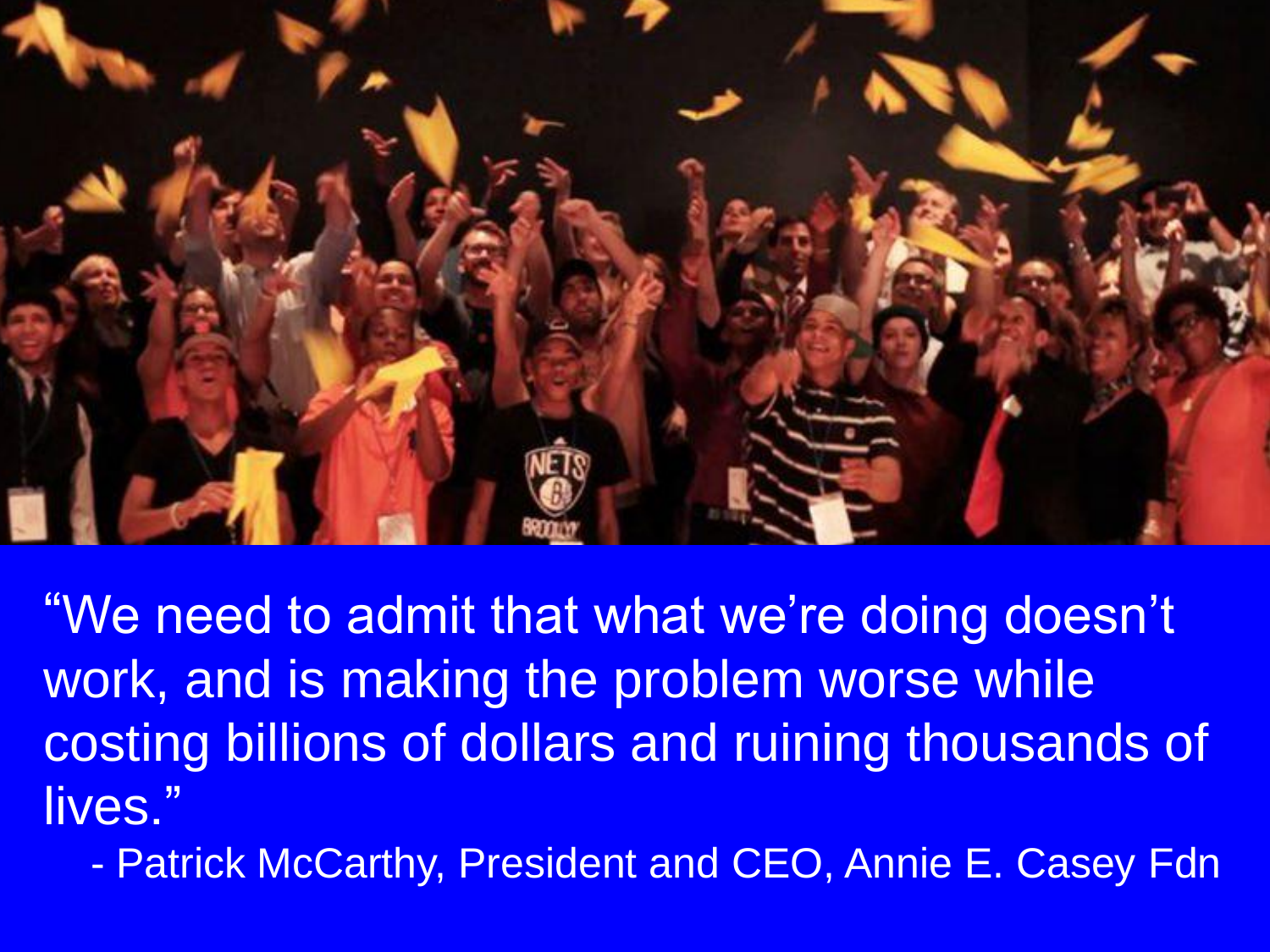"We need to admit that what we're doing doesn't work, and is making the problem worse while costing billions of dollars and ruining thousands of lives."

- Patrick McCarthy, President and CEO, Annie E. Casey Fdn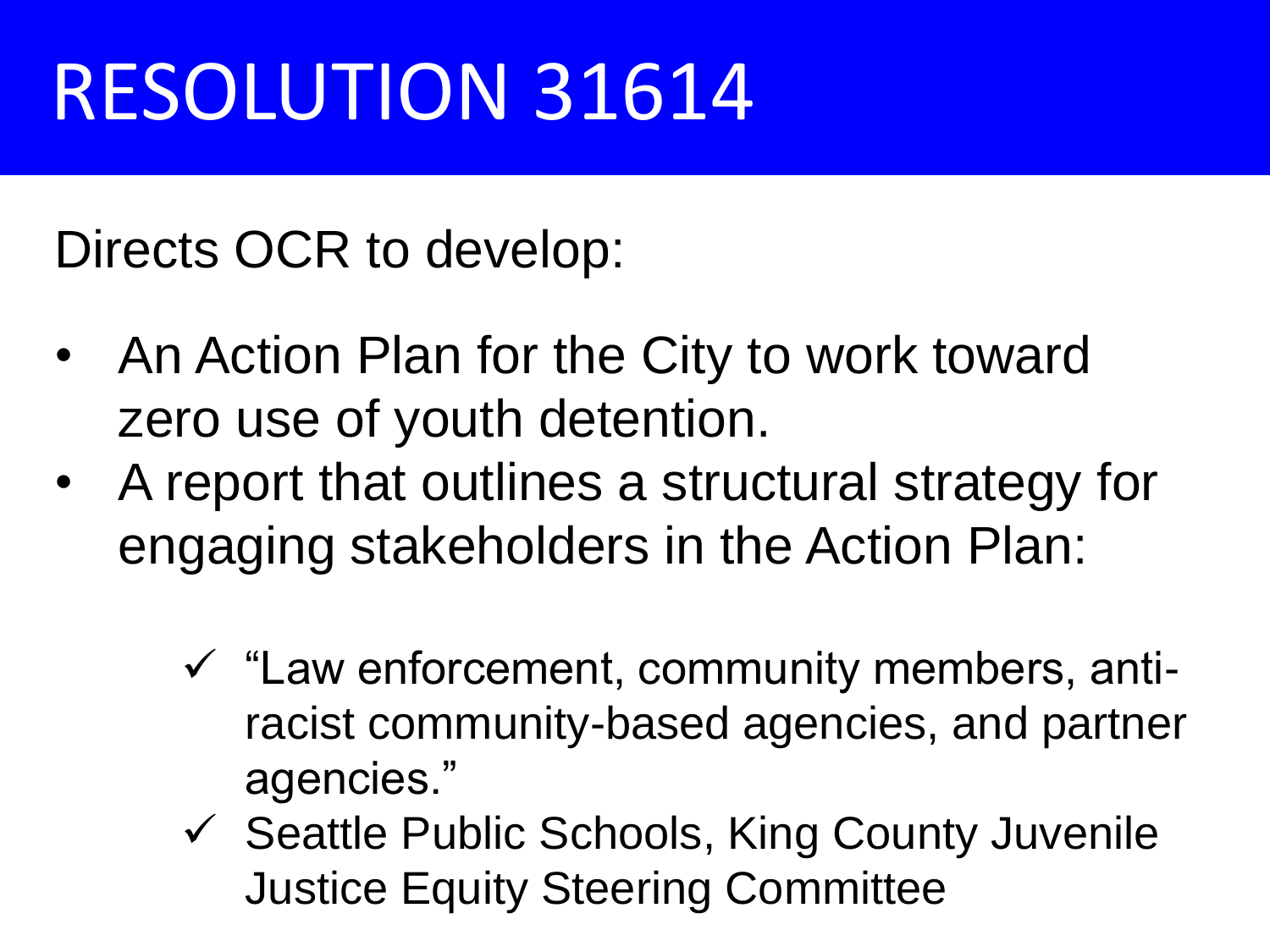# RESOLUTION 31614

Directs OCR to develop:

- An Action Plan for the City to work toward zero use of youth detention.
- A report that outlines a structural strategy for engaging stakeholders in the Action Plan:
  - ✓ "Law enforcement, community members, anti-racist community-based agencies, and partner agencies."
  - ✓ Seattle Public Schools, King County Juvenile Justice Equity Steering Committee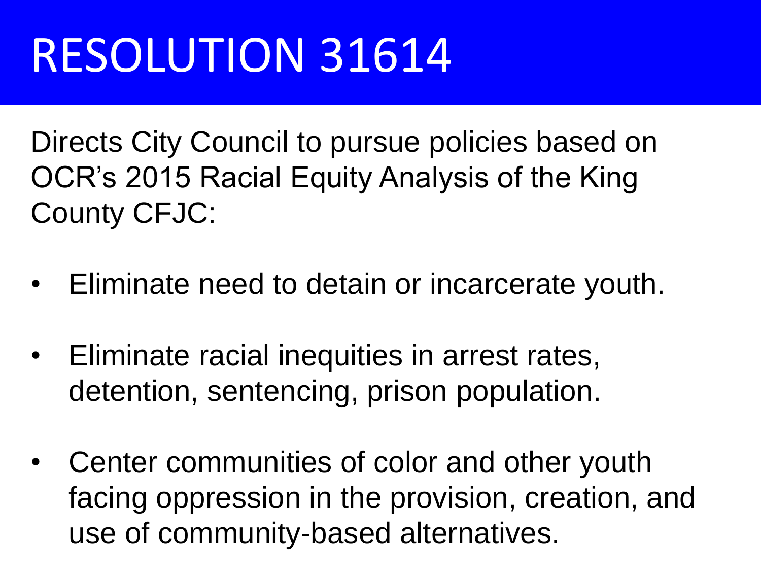# RESOLUTION 31614

Directs City Council to pursue policies based on OCR's 2015 Racial Equity Analysis of the King County CFJC:

- Eliminate need to detain or incarcerate youth.
- Eliminate racial inequities in arrest rates, detention, sentencing, prison population.
- Center communities of color and other youth facing oppression in the provision, creation, and use of community-based alternatives.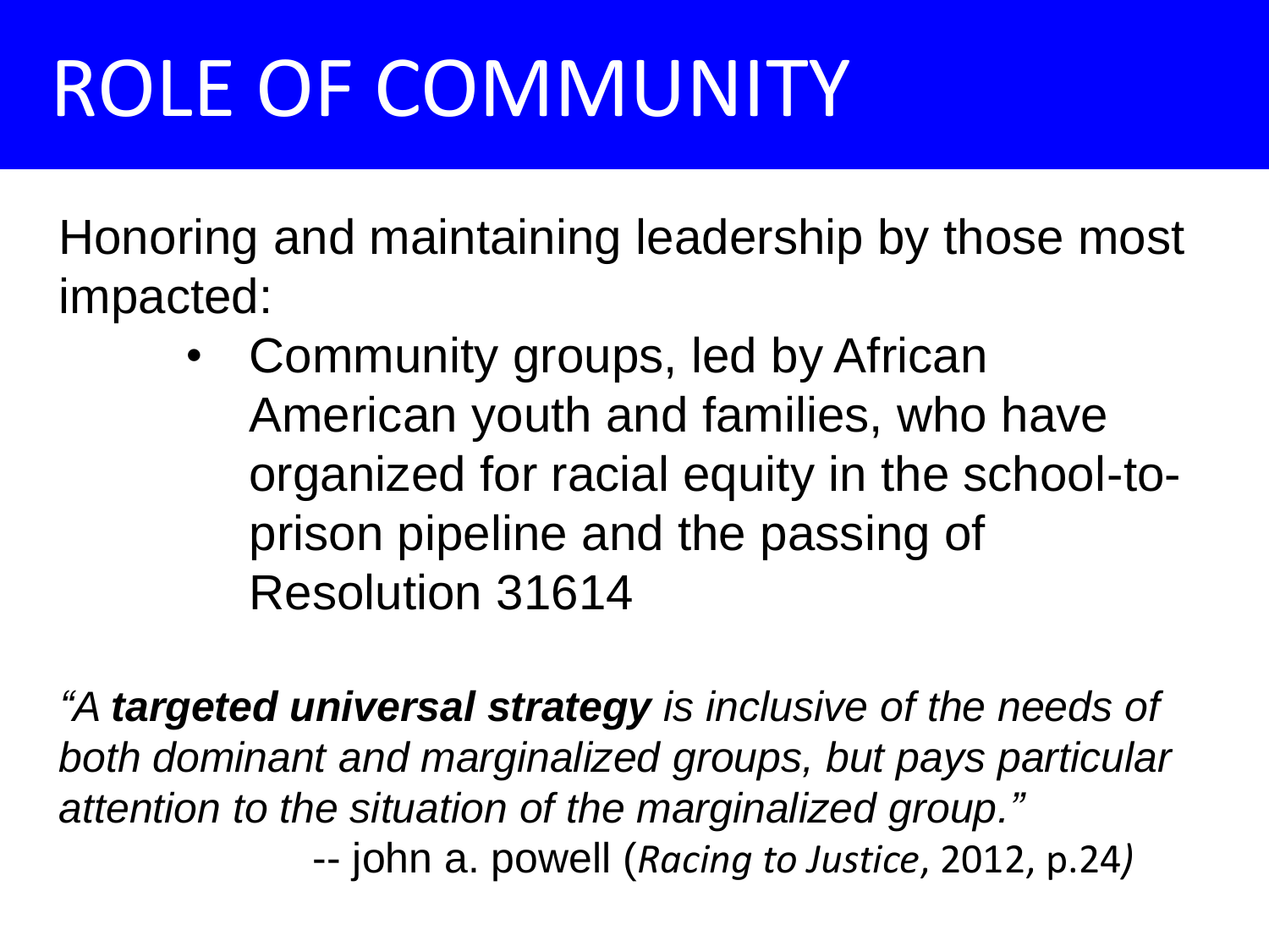# ROLE OF COMMUNITY

Honoring and maintaining leadership by those most impacted:

- Community groups, led by African American youth and families, who have organized for racial equity in the school-to-prison pipeline and the passing of Resolution 31614

*"A **targeted universal strategy** is inclusive of the needs of both dominant and marginalized groups, but pays particular attention to the situation of the marginalized group."*

-- john a. powell (*Racing to Justice*, 2012, p.24)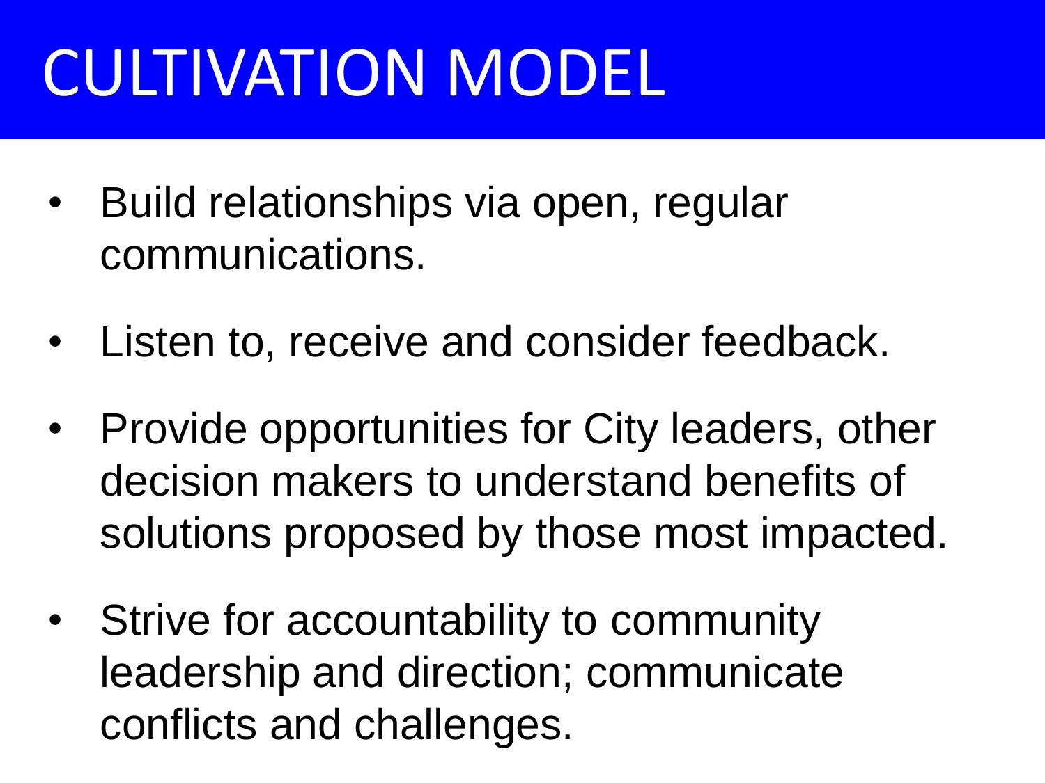# CULTIVATION MODEL

- Build relationships via open, regular communications.
- Listen to, receive and consider feedback.
- Provide opportunities for City leaders, other decision makers to understand benefits of solutions proposed by those most impacted.
- Strive for accountability to community leadership and direction; communicate conflicts and challenges.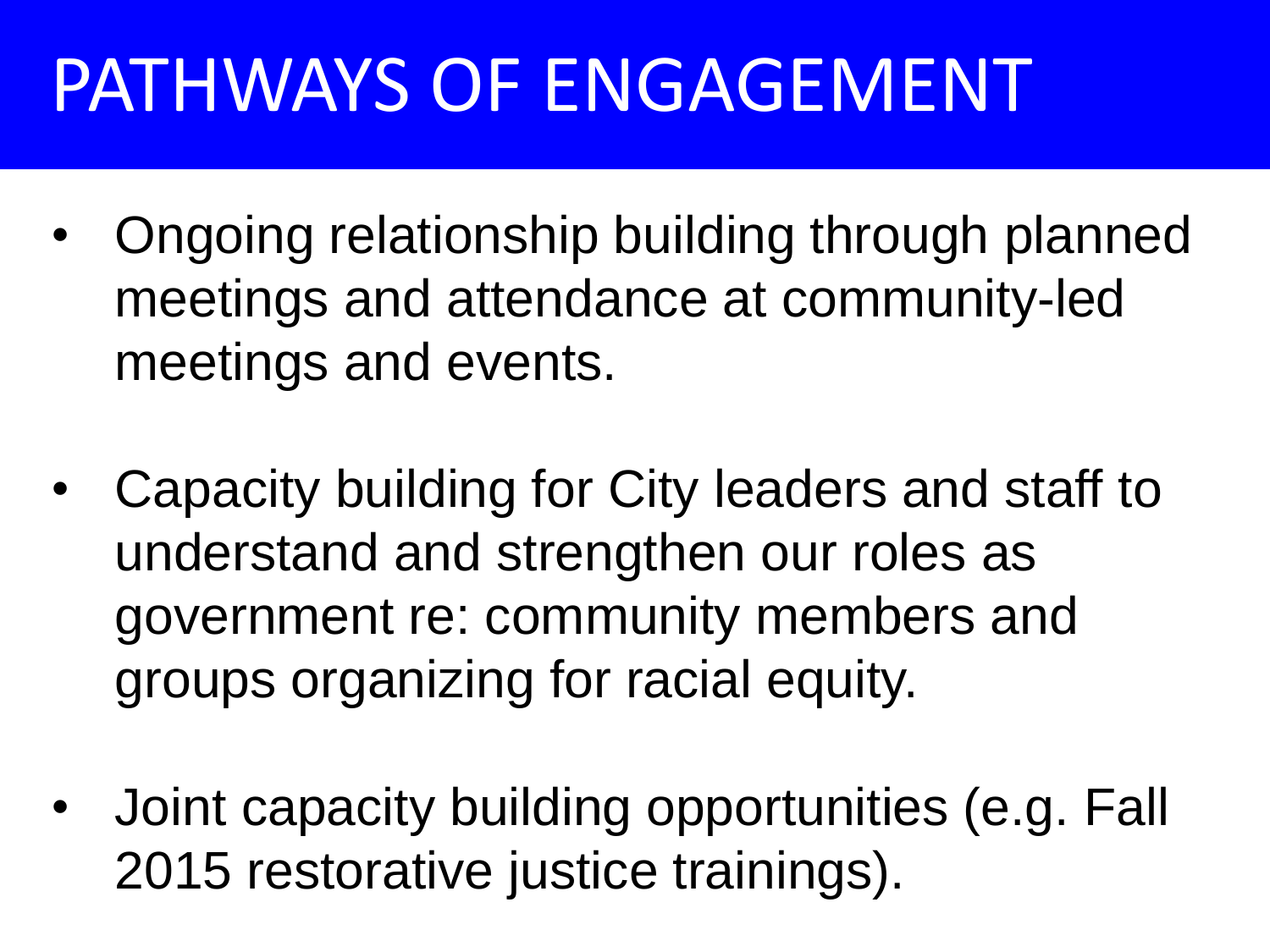# PATHWAYS OF ENGAGEMENT

- Ongoing relationship building through planned meetings and attendance at community-led meetings and events.
- Capacity building for City leaders and staff to understand and strengthen our roles as government re: community members and groups organizing for racial equity.
- Joint capacity building opportunities (e.g. Fall 2015 restorative justice trainings).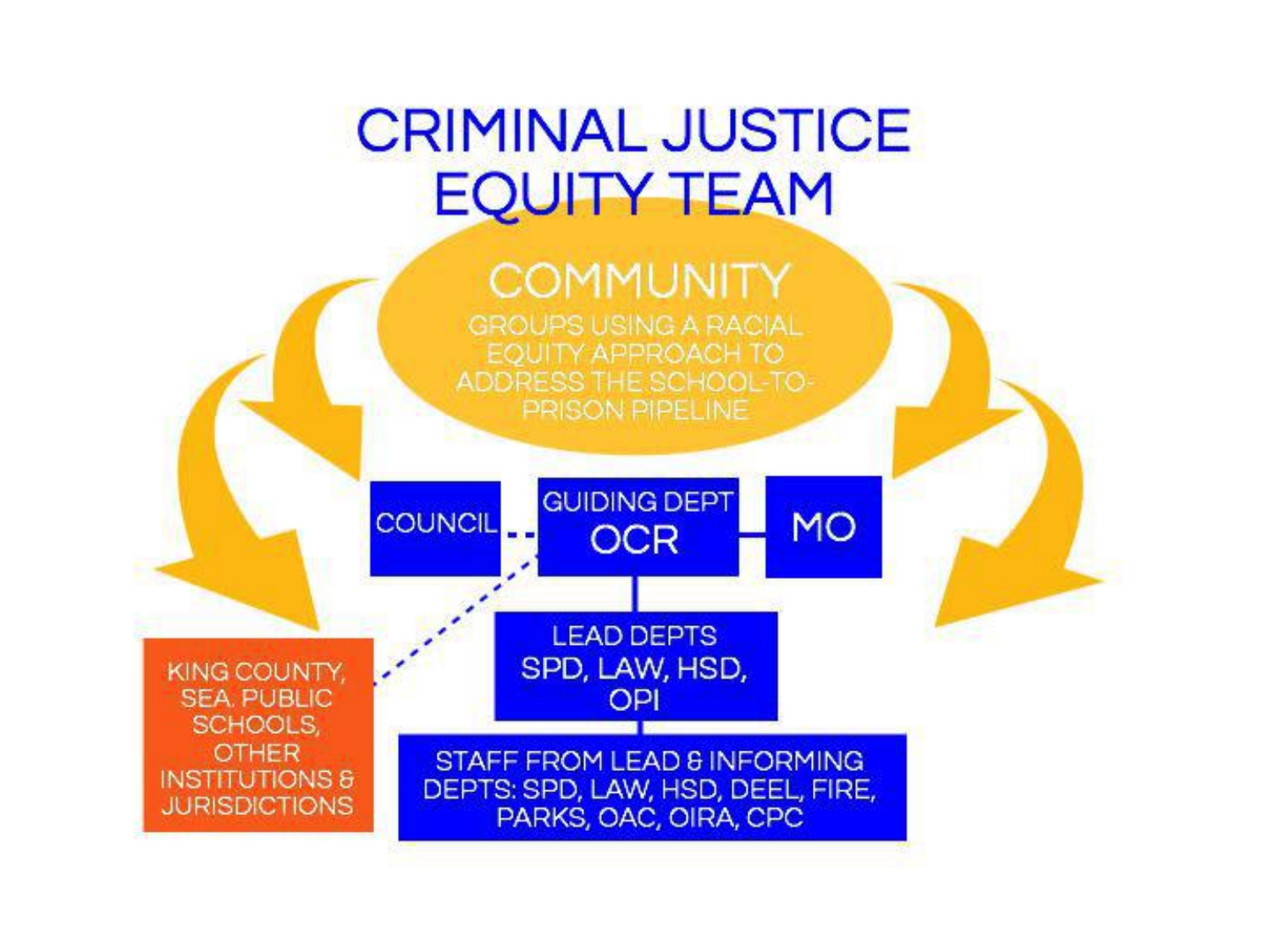# CRIMINAL JUSTICE EQUITY TEAM

## COMMUNITY

GROUPS USING A RACIAL EQUITY APPROACH TO ADDRESS THE SCHOOL-TO-PRISON PIPELINE

COUNCIL

GUIDING DEPT
OCR

MO

LEAD DEPTS
SPD, LAW, HSD, OPI

STAFF FROM LEAD & INFORMING DEPTS: SPD, LAW, HSD, DEEL, FIRE, PARKS, OAC, OIRA, CPC

KING COUNTY, SEA. PUBLIC SCHOOLS, OTHER INSTITUTIONS & JURISDICTIONS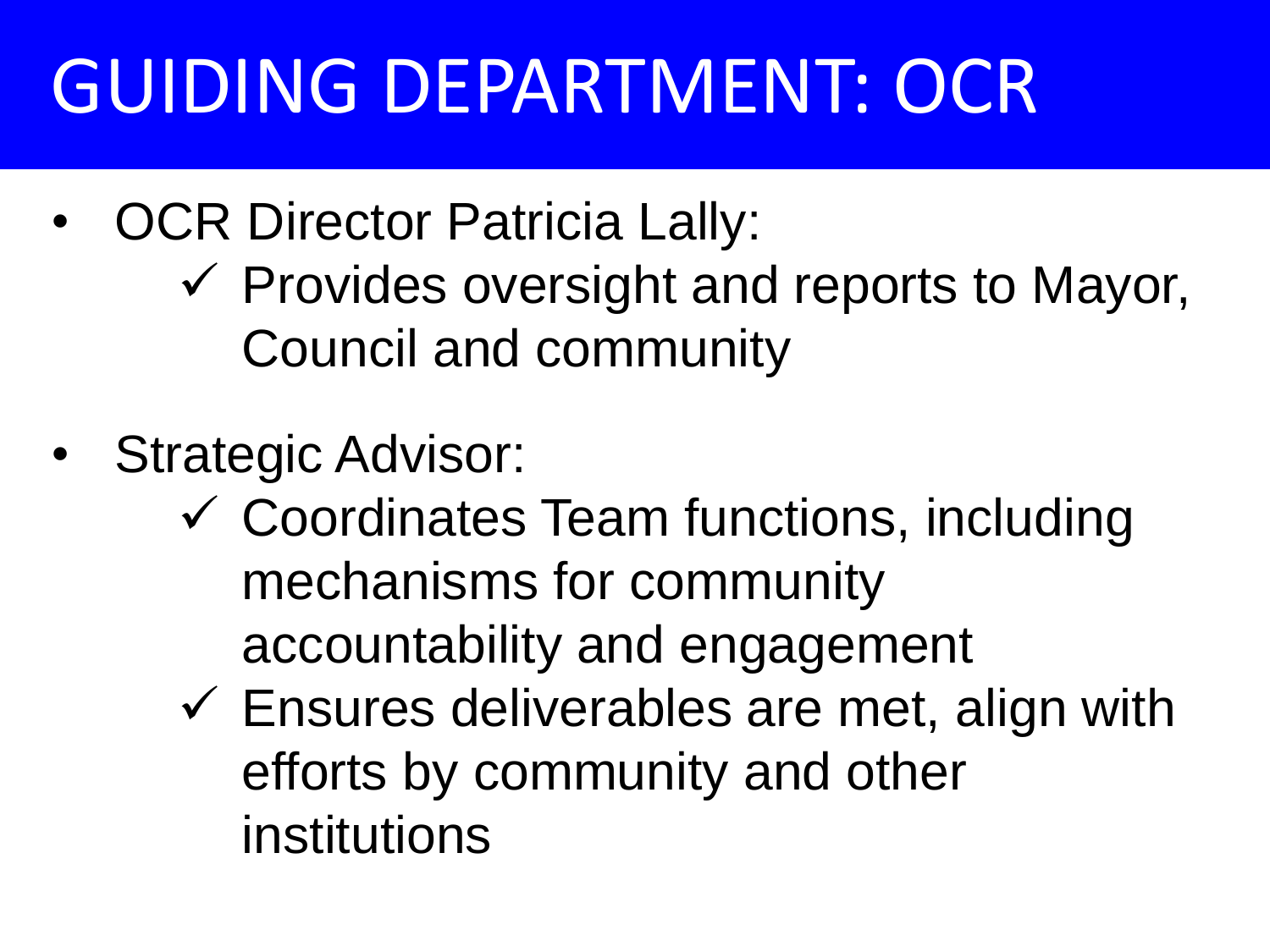# GUIDING DEPARTMENT: OCR

- OCR Director Patricia Lally:
  - ✓ Provides oversight and reports to Mayor, Council and community
- Strategic Advisor:
  - ✓ Coordinates Team functions, including mechanisms for community accountability and engagement
  - ✓ Ensures deliverables are met, align with efforts by community and other institutions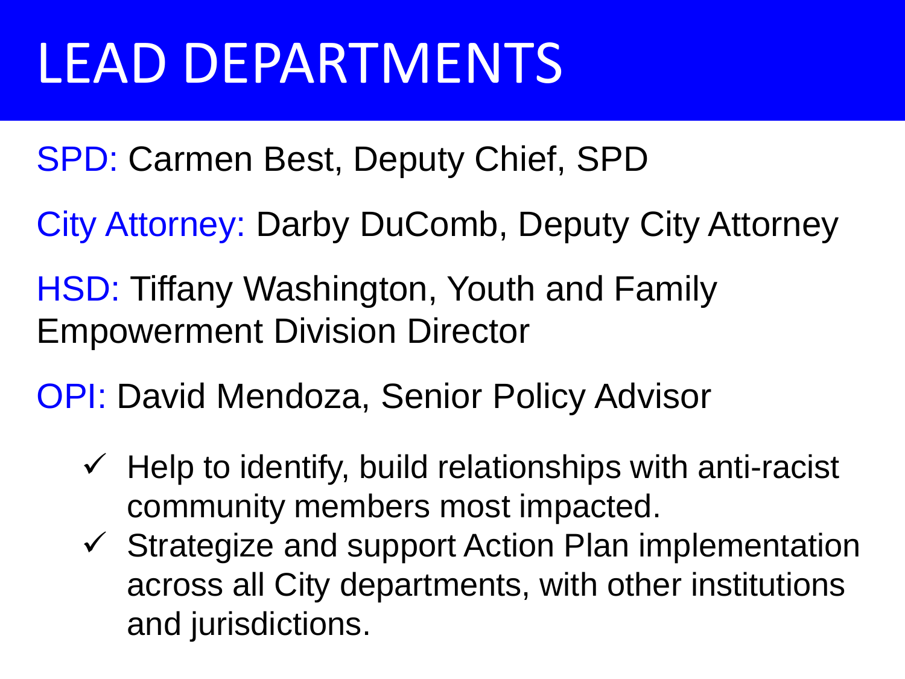# LEAD DEPARTMENTS

SPD: Carmen Best, Deputy Chief, SPD

City Attorney: Darby DuComb, Deputy City Attorney

HSD: Tiffany Washington, Youth and Family Empowerment Division Director

OPI: David Mendoza, Senior Policy Advisor

- ✓ Help to identify, build relationships with anti-racist community members most impacted.
- ✓ Strategize and support Action Plan implementation across all City departments, with other institutions and jurisdictions.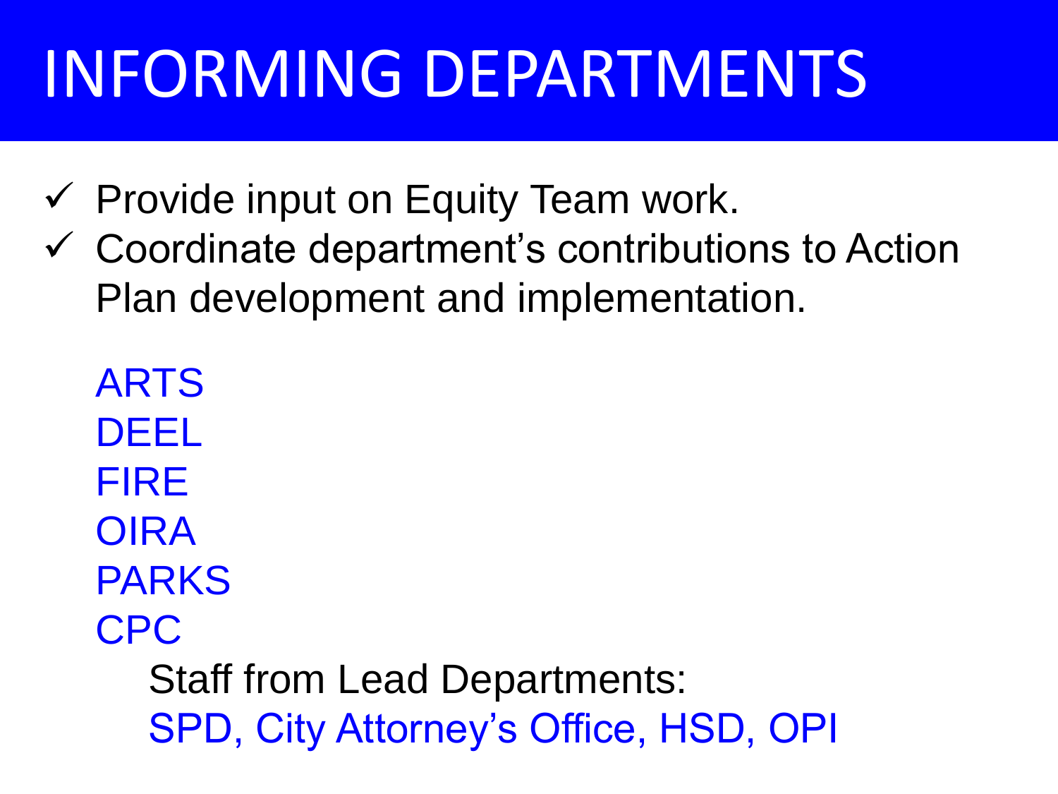# INFORMING DEPARTMENTS

- ✓ Provide input on Equity Team work.
- ✓ Coordinate department's contributions to Action Plan development and implementation.

ARTS
DEEL
FIRE
OIRA
PARKS
CPC

Staff from Lead Departments:
SPD, City Attorney's Office, HSD, OPI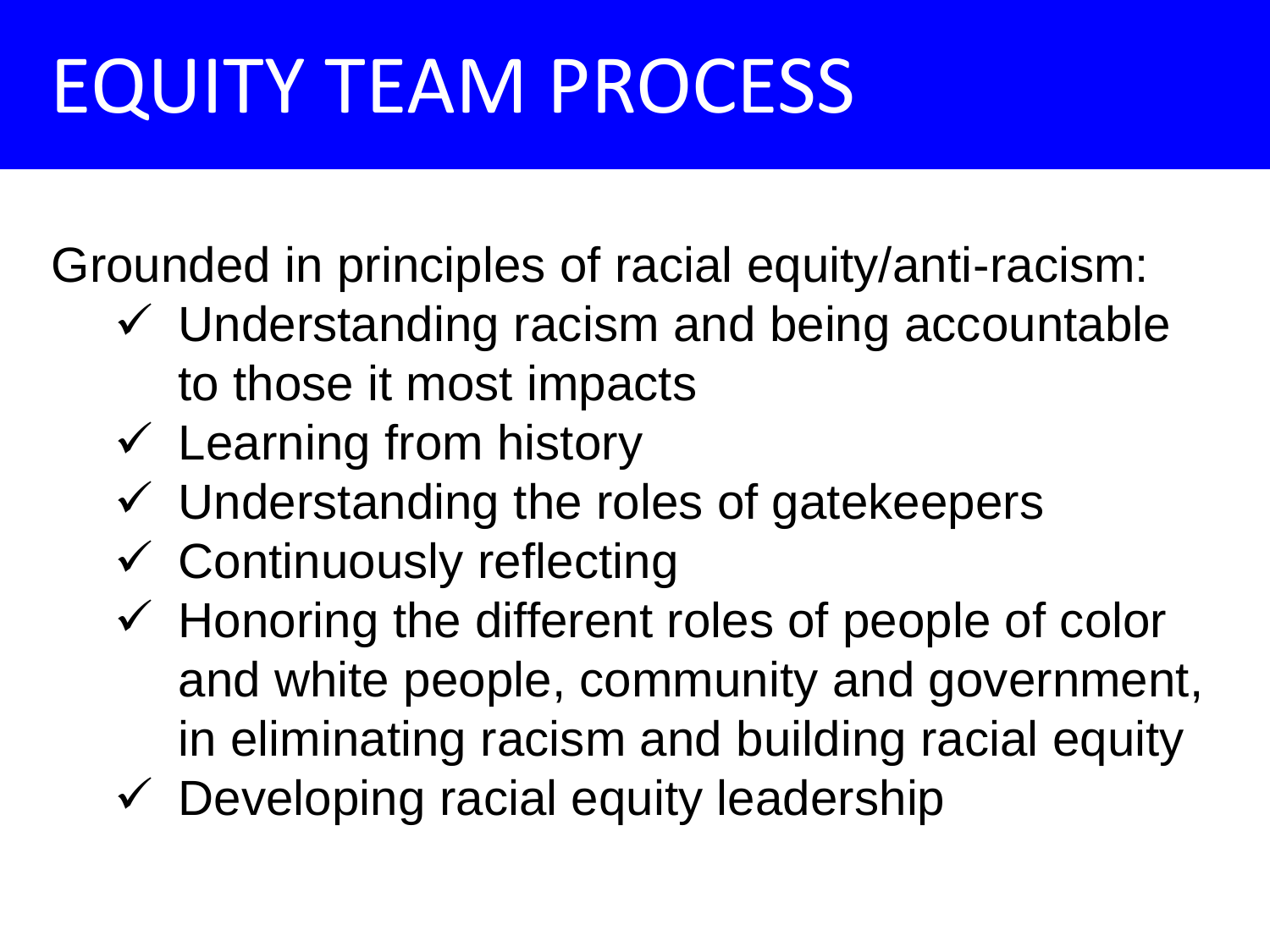# EQUITY TEAM PROCESS

Grounded in principles of racial equity/anti-racism:

- ✓ Understanding racism and being accountable to those it most impacts
- ✓ Learning from history
- ✓ Understanding the roles of gatekeepers
- ✓ Continuously reflecting
- ✓ Honoring the different roles of people of color and white people, community and government, in eliminating racism and building racial equity
- ✓ Developing racial equity leadership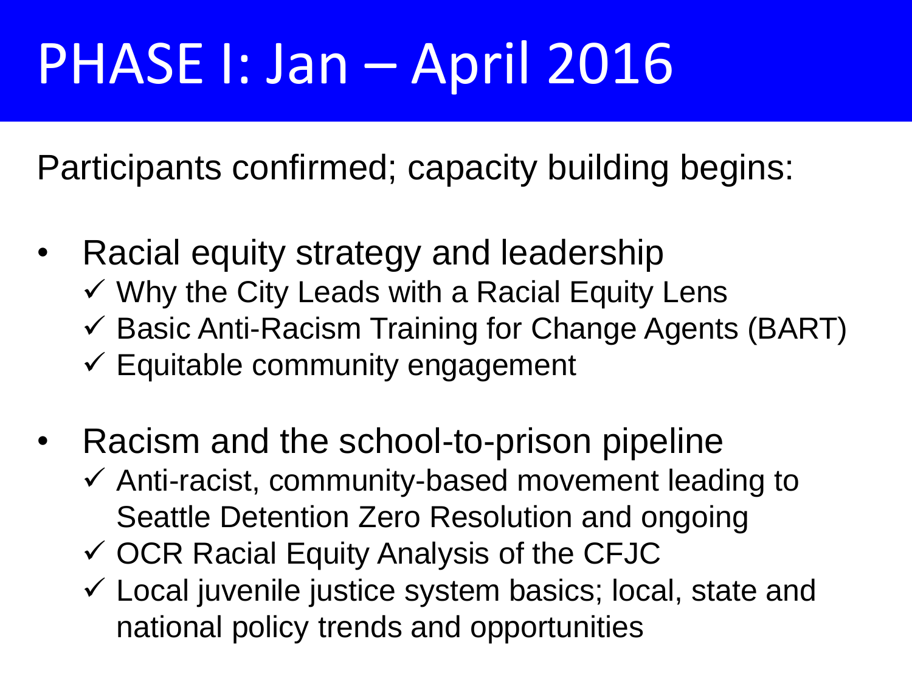# PHASE I: Jan – April 2016

Participants confirmed; capacity building begins:

- Racial equity strategy and leadership
  - ✓ Why the City Leads with a Racial Equity Lens
  - ✓ Basic Anti-Racism Training for Change Agents (BART)
  - ✓ Equitable community engagement
- Racism and the school-to-prison pipeline
  - ✓ Anti-racist, community-based movement leading to Seattle Detention Zero Resolution and ongoing
  - ✓ OCR Racial Equity Analysis of the CFJC
  - ✓ Local juvenile justice system basics; local, state and national policy trends and opportunities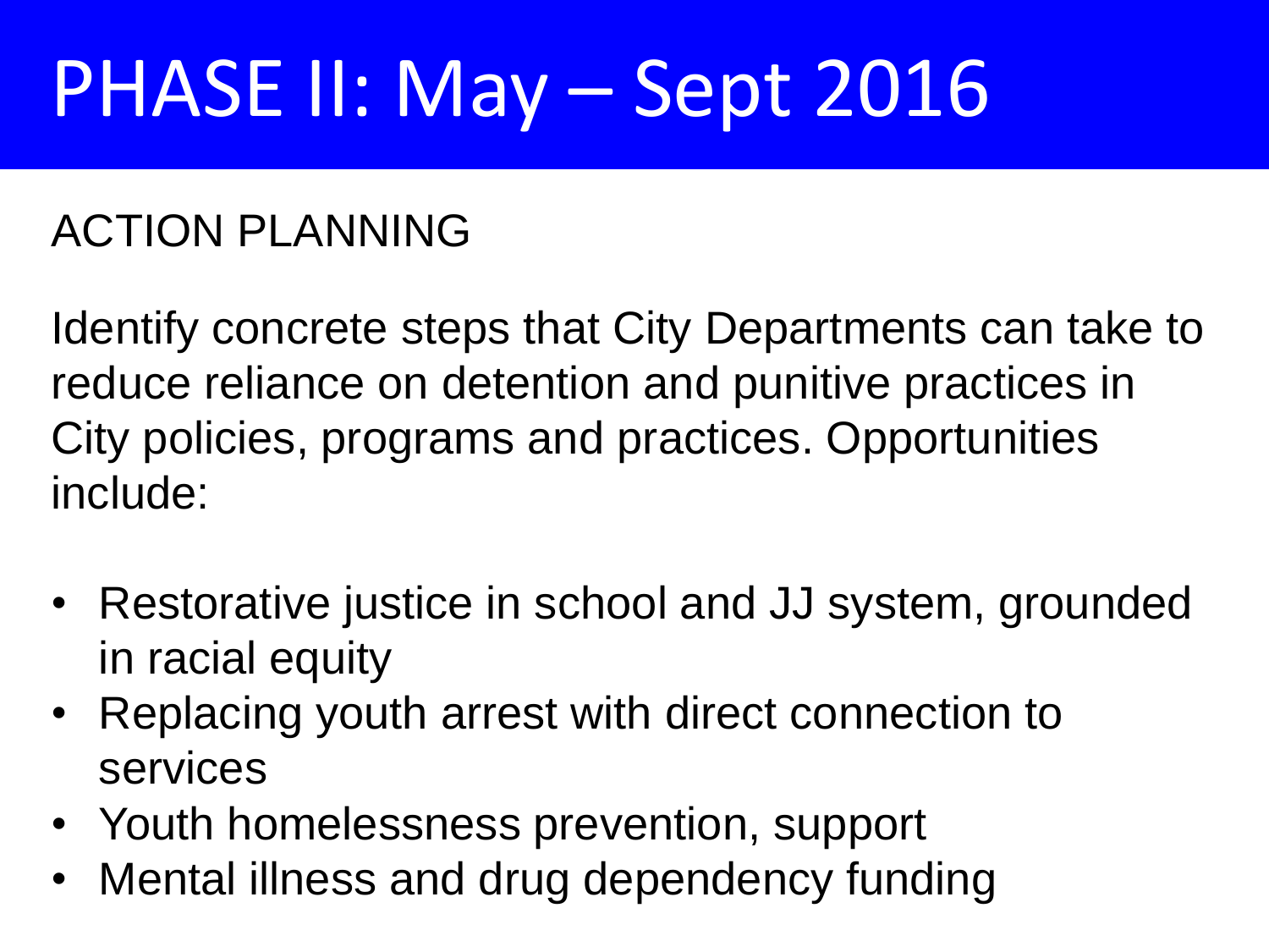# PHASE II: May – Sept 2016

ACTION PLANNING

Identify concrete steps that City Departments can take to reduce reliance on detention and punitive practices in City policies, programs and practices. Opportunities include:

- Restorative justice in school and JJ system, grounded in racial equity
- Replacing youth arrest with direct connection to services
- Youth homelessness prevention, support
- Mental illness and drug dependency funding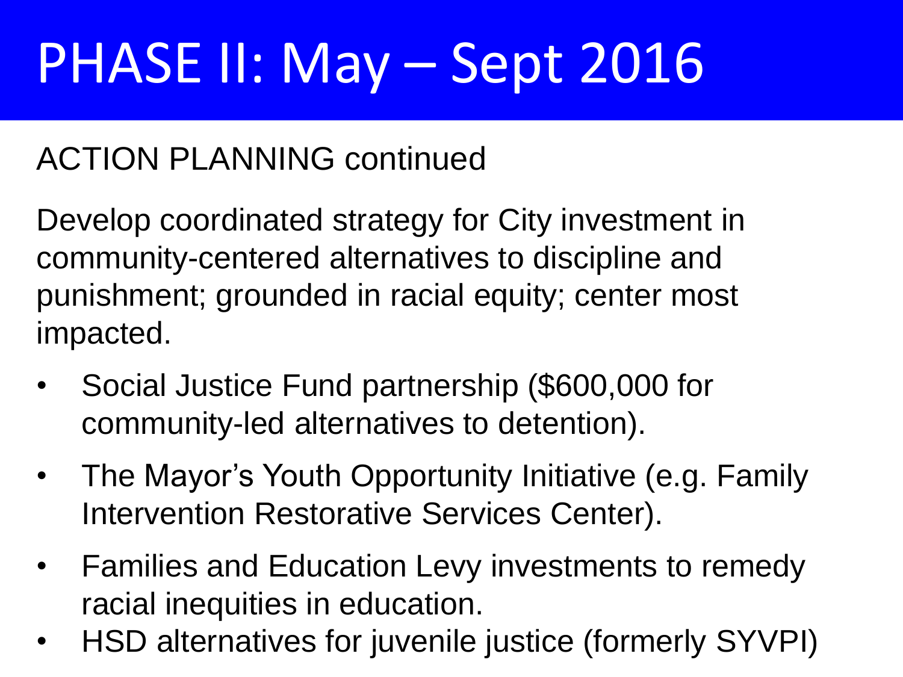# PHASE II: May – Sept 2016

ACTION PLANNING continued

Develop coordinated strategy for City investment in community-centered alternatives to discipline and punishment; grounded in racial equity; center most impacted.

- Social Justice Fund partnership ($600,000 for community-led alternatives to detention).
- The Mayor's Youth Opportunity Initiative (e.g. Family Intervention Restorative Services Center).
- Families and Education Levy investments to remedy racial inequities in education.
- HSD alternatives for juvenile justice (formerly SYVPI)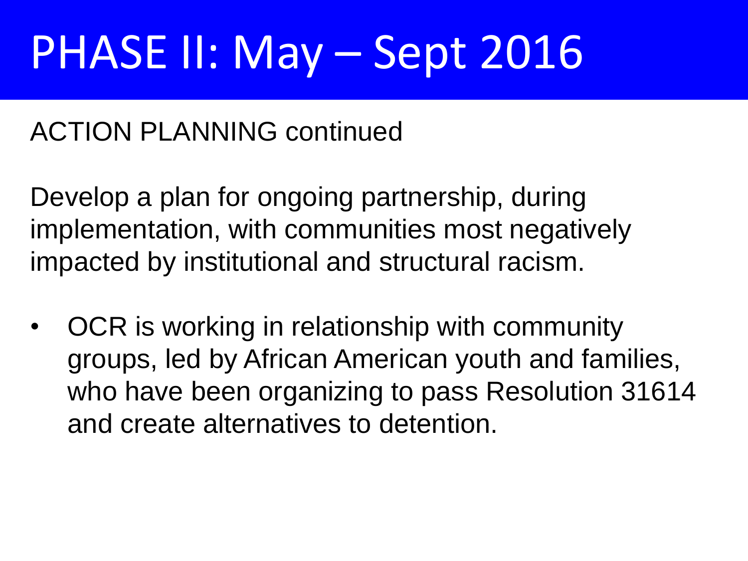# PHASE II: May – Sept 2016

ACTION PLANNING continued

Develop a plan for ongoing partnership, during implementation, with communities most negatively impacted by institutional and structural racism.

- OCR is working in relationship with community groups, led by African American youth and families, who have been organizing to pass Resolution 31614 and create alternatives to detention.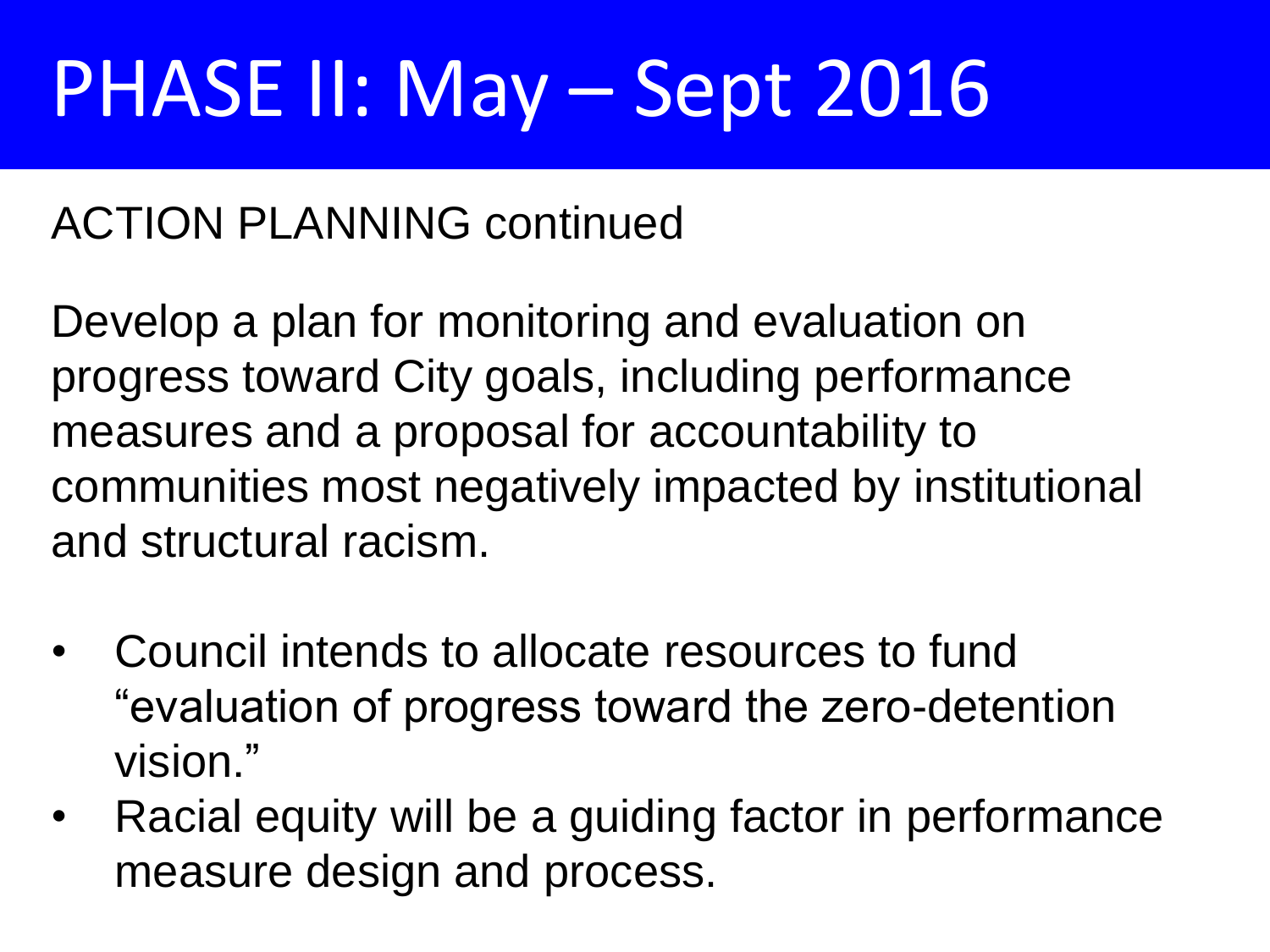# PHASE II: May – Sept 2016

ACTION PLANNING continued

Develop a plan for monitoring and evaluation on progress toward City goals, including performance measures and a proposal for accountability to communities most negatively impacted by institutional and structural racism.

- Council intends to allocate resources to fund "evaluation of progress toward the zero-detention vision."
- Racial equity will be a guiding factor in performance measure design and process.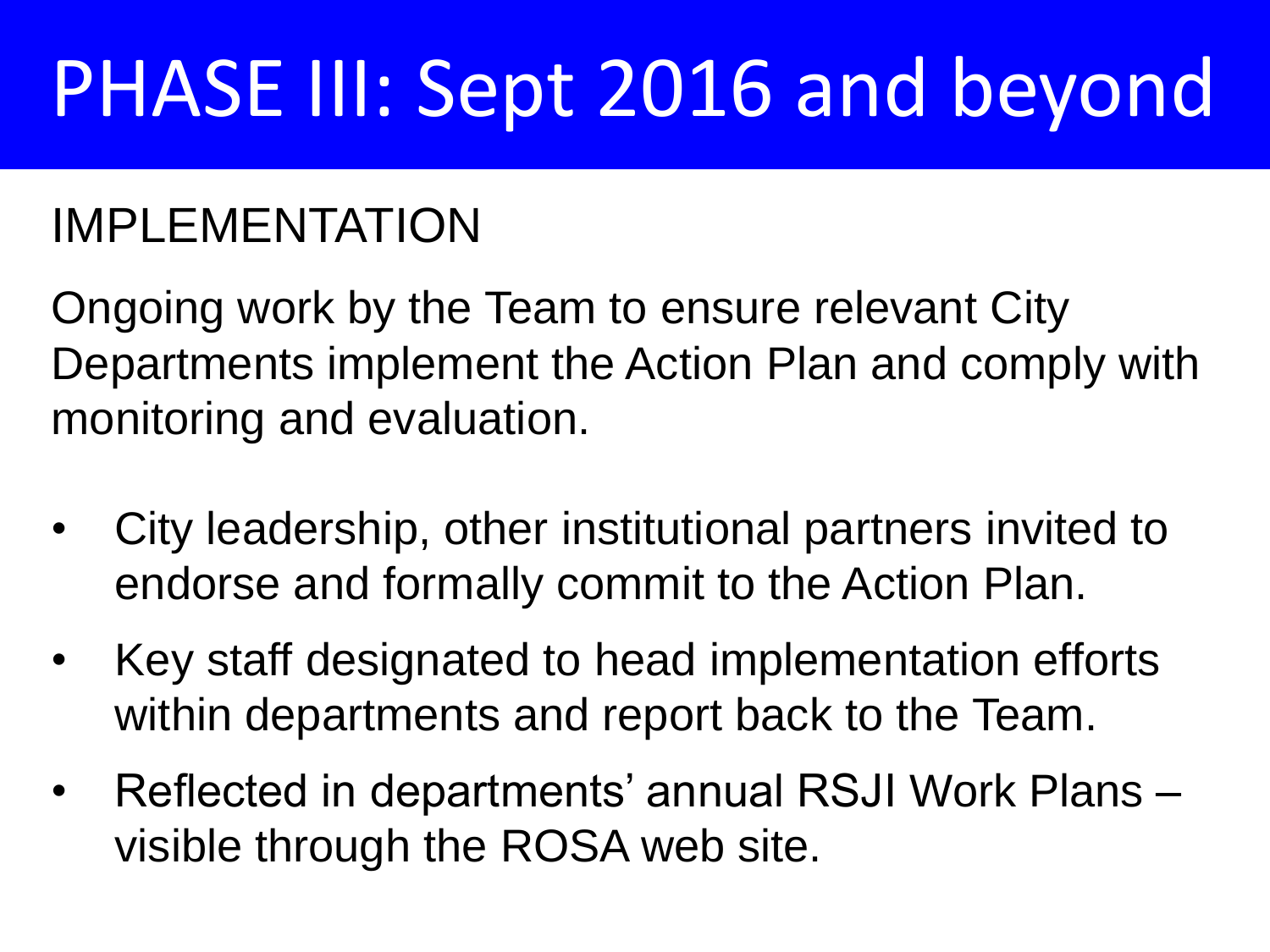# PHASE III: Sept 2016 and beyond

## IMPLEMENTATION

Ongoing work by the Team to ensure relevant City Departments implement the Action Plan and comply with monitoring and evaluation.

- City leadership, other institutional partners invited to endorse and formally commit to the Action Plan.
- Key staff designated to head implementation efforts within departments and report back to the Team.
- Reflected in departments' annual RSJI Work Plans – visible through the ROSA web site.